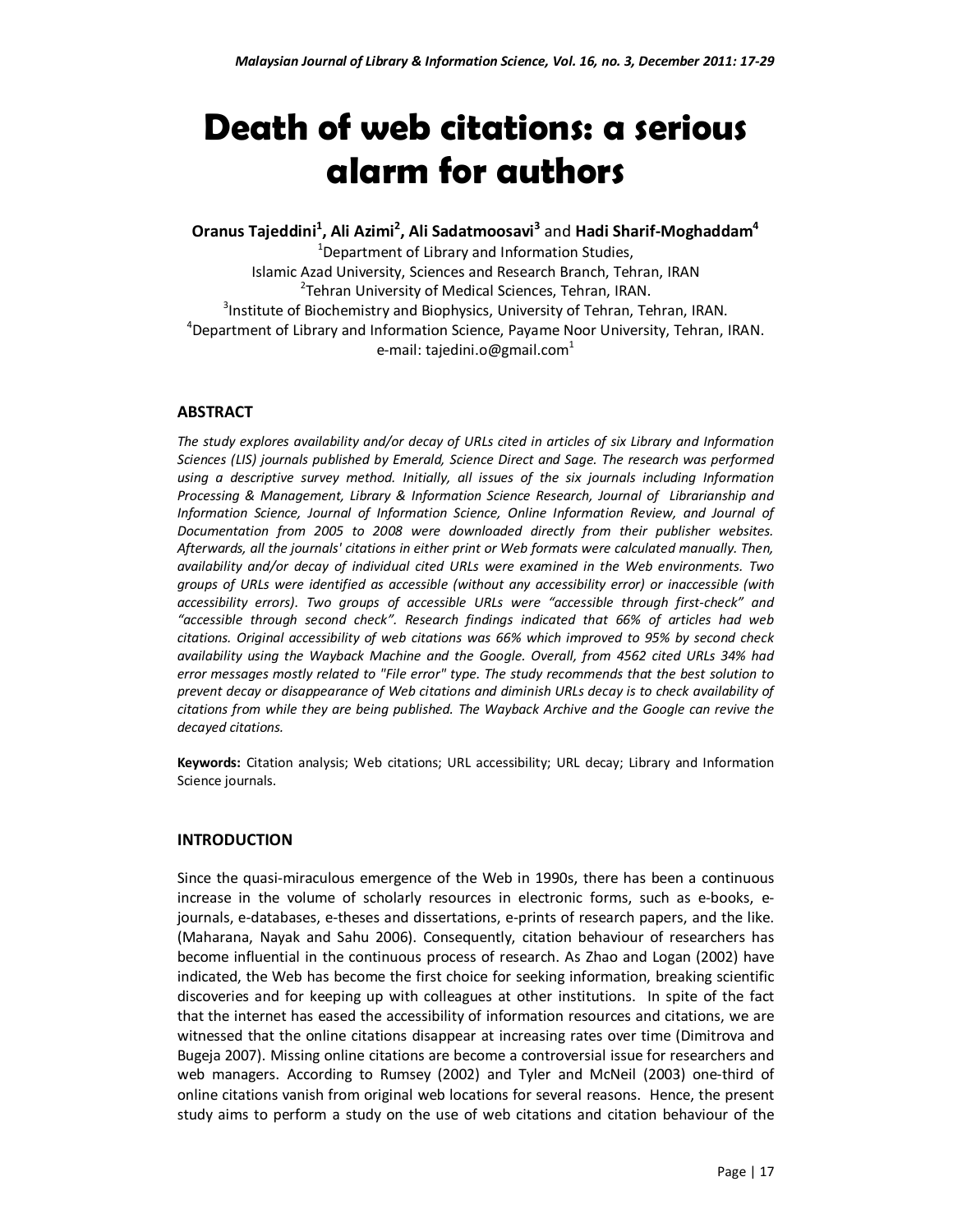# Death of web citations: a serious alarm for authors

**Oranus Tajeddini[1], Ali Azimi[2], Ali Sadatmoosavi[3]** and **Hadi Sharif-Moghaddam[4]**

[1]Department of Library and Information Studies,
Islamic Azad University, Sciences and Research Branch, Tehran, IRAN
[2]Tehran University of Medical Sciences, Tehran, IRAN.
[3]Institute of Biochemistry and Biophysics, University of Tehran, Tehran, IRAN.
[4]Department of Library and Information Science, Payame Noor University, Tehran, IRAN.
e-mail: tajedini.o@gmail.com[1]

## ABSTRACT

*The study explores availability and/or decay of URLs cited in articles of six Library and Information Sciences (LIS) journals published by Emerald, Science Direct and Sage. The research was performed using a descriptive survey method. Initially, all issues of the six journals including Information Processing & Management, Library & Information Science Research, Journal of Librarianship and Information Science, Journal of Information Science, Online Information Review, and Journal of Documentation from 2005 to 2008 were downloaded directly from their publisher websites. Afterwards, all the journals' citations in either print or Web formats were calculated manually. Then, availability and/or decay of individual cited URLs were examined in the Web environments. Two groups of URLs were identified as accessible (without any accessibility error) or inaccessible (with accessibility errors). Two groups of accessible URLs were "accessible through first-check" and "accessible through second check". Research findings indicated that 66% of articles had web citations. Original accessibility of web citations was 66% which improved to 95% by second check availability using the Wayback Machine and the Google. Overall, from 4562 cited URLs 34% had error messages mostly related to "File error" type. The study recommends that the best solution to prevent decay or disappearance of Web citations and diminish URLs decay is to check availability of citations from while they are being published. The Wayback Archive and the Google can revive the decayed citations.*

**Keywords:** Citation analysis; Web citations; URL accessibility; URL decay; Library and Information Science journals.

## INTRODUCTION

Since the quasi-miraculous emergence of the Web in 1990s, there has been a continuous increase in the volume of scholarly resources in electronic forms, such as e-books, e-journals, e-databases, e-theses and dissertations, e-prints of research papers, and the like. (Maharana, Nayak and Sahu 2006). Consequently, citation behaviour of researchers has become influential in the continuous process of research. As Zhao and Logan (2002) have indicated, the Web has become the first choice for seeking information, breaking scientific discoveries and for keeping up with colleagues at other institutions. In spite of the fact that the internet has eased the accessibility of information resources and citations, we are witnessed that the online citations disappear at increasing rates over time (Dimitrova and Bugeja 2007). Missing online citations are become a controversial issue for researchers and web managers. According to Rumsey (2002) and Tyler and McNeil (2003) one-third of online citations vanish from original web locations for several reasons. Hence, the present study aims to perform a study on the use of web citations and citation behaviour of the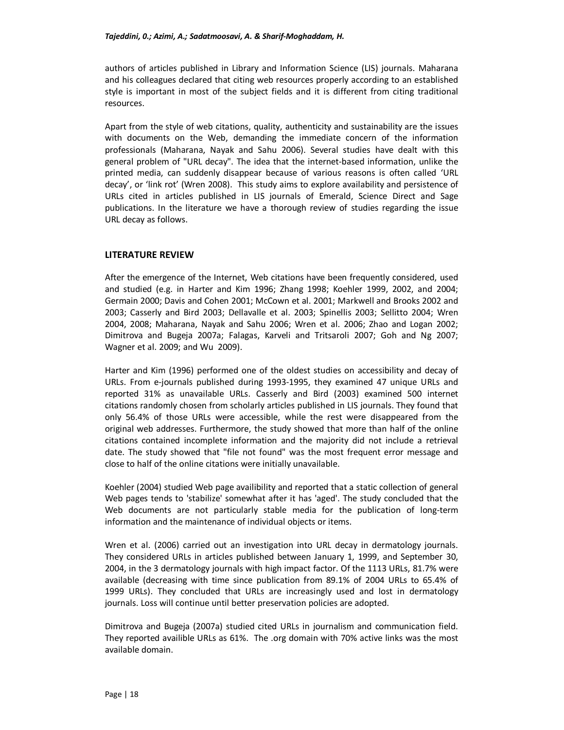authors of articles published in Library and Information Science (LIS) journals. Maharana and his colleagues declared that citing web resources properly according to an established style is important in most of the subject fields and it is different from citing traditional resources.

Apart from the style of web citations, quality, authenticity and sustainability are the issues with documents on the Web, demanding the immediate concern of the information professionals (Maharana, Nayak and Sahu 2006). Several studies have dealt with this general problem of "URL decay". The idea that the internet-based information, unlike the printed media, can suddenly disappear because of various reasons is often called 'URL decay', or 'link rot' (Wren 2008). This study aims to explore availability and persistence of URLs cited in articles published in LIS journals of Emerald, Science Direct and Sage publications. In the literature we have a thorough review of studies regarding the issue URL decay as follows.

## LITERATURE REVIEW

After the emergence of the Internet, Web citations have been frequently considered, used and studied (e.g. in Harter and Kim 1996; Zhang 1998; Koehler 1999, 2002, and 2004; Germain 2000; Davis and Cohen 2001; McCown et al. 2001; Markwell and Brooks 2002 and 2003; Casserly and Bird 2003; Dellavalle et al. 2003; Spinellis 2003; Sellitto 2004; Wren 2004, 2008; Maharana, Nayak and Sahu 2006; Wren et al. 2006; Zhao and Logan 2002; Dimitrova and Bugeja 2007a; Falagas, Karveli and Tritsaroli 2007; Goh and Ng 2007; Wagner et al. 2009; and Wu 2009).

Harter and Kim (1996) performed one of the oldest studies on accessibility and decay of URLs. From e-journals published during 1993-1995, they examined 47 unique URLs and reported 31% as unavailable URLs. Casserly and Bird (2003) examined 500 internet citations randomly chosen from scholarly articles published in LIS journals. They found that only 56.4% of those URLs were accessible, while the rest were disappeared from the original web addresses. Furthermore, the study showed that more than half of the online citations contained incomplete information and the majority did not include a retrieval date. The study showed that "file not found" was the most frequent error message and close to half of the online citations were initially unavailable.

Koehler (2004) studied Web page availibility and reported that a static collection of general Web pages tends to 'stabilize' somewhat after it has 'aged'. The study concluded that the Web documents are not particularly stable media for the publication of long-term information and the maintenance of individual objects or items.

Wren et al. (2006) carried out an investigation into URL decay in dermatology journals. They considered URLs in articles published between January 1, 1999, and September 30, 2004, in the 3 dermatology journals with high impact factor. Of the 1113 URLs, 81.7% were available (decreasing with time since publication from 89.1% of 2004 URLs to 65.4% of 1999 URLs). They concluded that URLs are increasingly used and lost in dermatology journals. Loss will continue until better preservation policies are adopted.

Dimitrova and Bugeja (2007a) studied cited URLs in journalism and communication field. They reported availible URLs as 61%. The .org domain with 70% active links was the most available domain.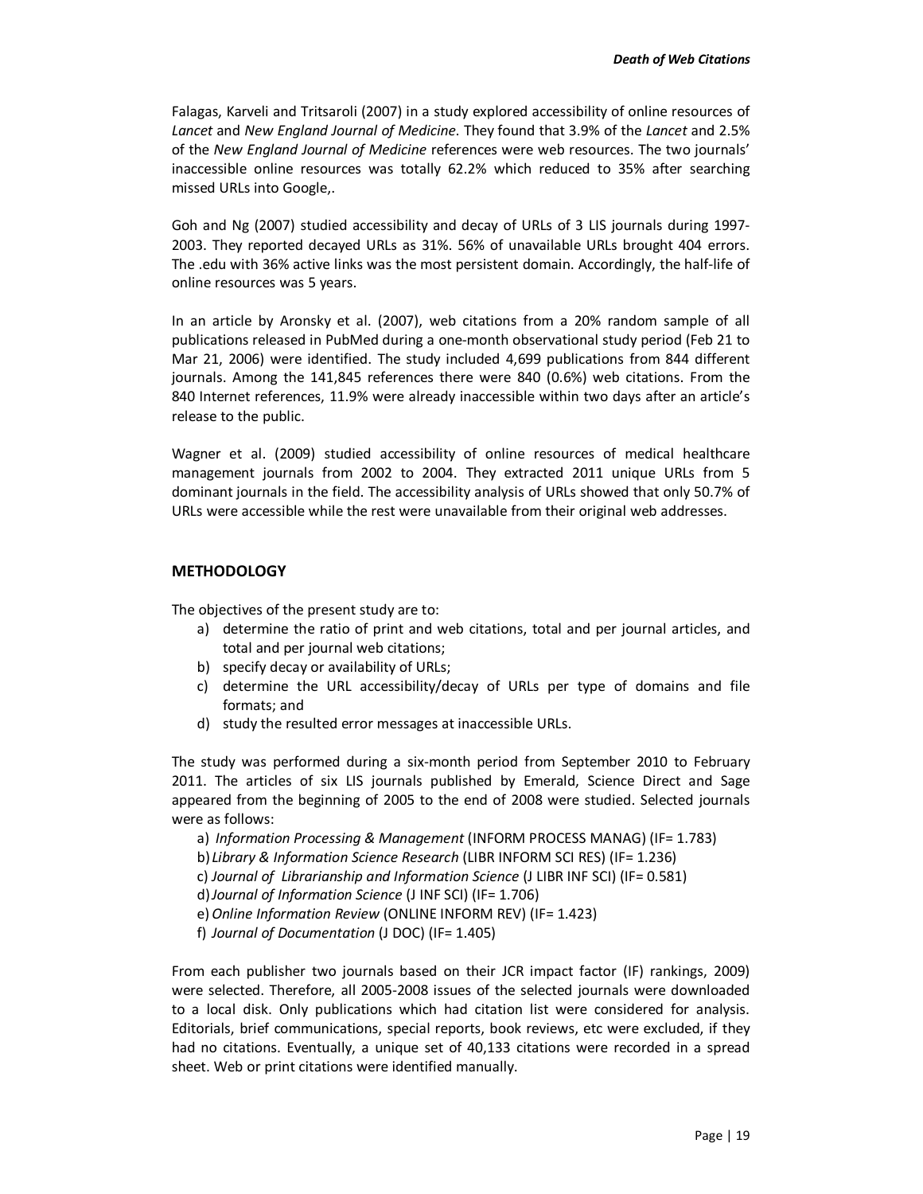Falagas, Karveli and Tritsaroli (2007) in a study explored accessibility of online resources of *Lancet* and *New England Journal of Medicine*. They found that 3.9% of the *Lancet* and 2.5% of the *New England Journal of Medicine* references were web resources. The two journals' inaccessible online resources was totally 62.2% which reduced to 35% after searching missed URLs into Google,.

Goh and Ng (2007) studied accessibility and decay of URLs of 3 LIS journals during 1997-2003. They reported decayed URLs as 31%. 56% of unavailable URLs brought 404 errors. The .edu with 36% active links was the most persistent domain. Accordingly, the half-life of online resources was 5 years.

In an article by Aronsky et al. (2007), web citations from a 20% random sample of all publications released in PubMed during a one-month observational study period (Feb 21 to Mar 21, 2006) were identified. The study included 4,699 publications from 844 different journals. Among the 141,845 references there were 840 (0.6%) web citations. From the 840 Internet references, 11.9% were already inaccessible within two days after an article's release to the public.

Wagner et al. (2009) studied accessibility of online resources of medical healthcare management journals from 2002 to 2004. They extracted 2011 unique URLs from 5 dominant journals in the field. The accessibility analysis of URLs showed that only 50.7% of URLs were accessible while the rest were unavailable from their original web addresses.

## METHODOLOGY

The objectives of the present study are to:

a) determine the ratio of print and web citations, total and per journal articles, and total and per journal web citations;
b) specify decay or availability of URLs;
c) determine the URL accessibility/decay of URLs per type of domains and file formats; and
d) study the resulted error messages at inaccessible URLs.

The study was performed during a six-month period from September 2010 to February 2011. The articles of six LIS journals published by Emerald, Science Direct and Sage appeared from the beginning of 2005 to the end of 2008 were studied. Selected journals were as follows:

a) *Information Processing & Management* (INFORM PROCESS MANAG) (IF= 1.783)
b) *Library & Information Science Research* (LIBR INFORM SCI RES) (IF= 1.236)
c) *Journal of Librarianship and Information Science* (J LIBR INF SCI) (IF= 0.581)
d) *Journal of Information Science* (J INF SCI) (IF= 1.706)
e) *Online Information Review* (ONLINE INFORM REV) (IF= 1.423)
f) *Journal of Documentation* (J DOC) (IF= 1.405)

From each publisher two journals based on their JCR impact factor (IF) rankings, 2009) were selected. Therefore, all 2005-2008 issues of the selected journals were downloaded to a local disk. Only publications which had citation list were considered for analysis. Editorials, brief communications, special reports, book reviews, etc were excluded, if they had no citations. Eventually, a unique set of 40,133 citations were recorded in a spread sheet. Web or print citations were identified manually.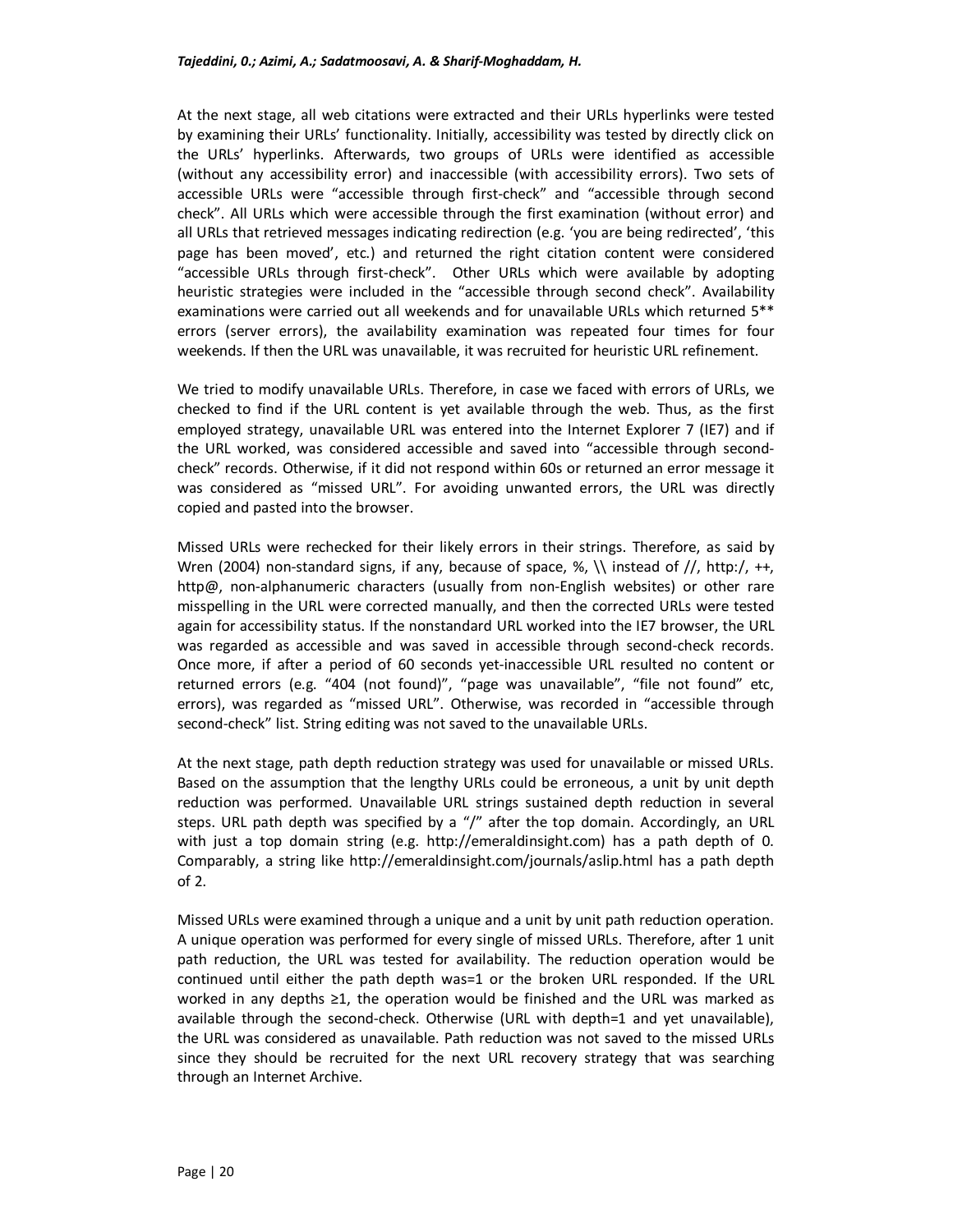At the next stage, all web citations were extracted and their URLs hyperlinks were tested by examining their URLs' functionality. Initially, accessibility was tested by directly click on the URLs' hyperlinks. Afterwards, two groups of URLs were identified as accessible (without any accessibility error) and inaccessible (with accessibility errors). Two sets of accessible URLs were "accessible through first-check" and "accessible through second check". All URLs which were accessible through the first examination (without error) and all URLs that retrieved messages indicating redirection (e.g. 'you are being redirected', 'this page has been moved', etc.) and returned the right citation content were considered "accessible URLs through first-check". Other URLs which were available by adopting heuristic strategies were included in the "accessible through second check". Availability examinations were carried out all weekends and for unavailable URLs which returned 5** errors (server errors), the availability examination was repeated four times for four weekends. If then the URL was unavailable, it was recruited for heuristic URL refinement.

We tried to modify unavailable URLs. Therefore, in case we faced with errors of URLs, we checked to find if the URL content is yet available through the web. Thus, as the first employed strategy, unavailable URL was entered into the Internet Explorer 7 (IE7) and if the URL worked, was considered accessible and saved into "accessible through second-check" records. Otherwise, if it did not respond within 60s or returned an error message it was considered as "missed URL". For avoiding unwanted errors, the URL was directly copied and pasted into the browser.

Missed URLs were rechecked for their likely errors in their strings. Therefore, as said by Wren (2004) non-standard signs, if any, because of space, %, \\ instead of //, http:/, ++, http@, non-alphanumeric characters (usually from non-English websites) or other rare misspelling in the URL were corrected manually, and then the corrected URLs were tested again for accessibility status. If the nonstandard URL worked into the IE7 browser, the URL was regarded as accessible and was saved in accessible through second-check records. Once more, if after a period of 60 seconds yet-inaccessible URL resulted no content or returned errors (e.g. "404 (not found)", "page was unavailable", "file not found" etc, errors), was regarded as "missed URL". Otherwise, was recorded in "accessible through second-check" list. String editing was not saved to the unavailable URLs.

At the next stage, path depth reduction strategy was used for unavailable or missed URLs. Based on the assumption that the lengthy URLs could be erroneous, a unit by unit depth reduction was performed. Unavailable URL strings sustained depth reduction in several steps. URL path depth was specified by a "/" after the top domain. Accordingly, an URL with just a top domain string (e.g. http://emeraldinsight.com) has a path depth of 0. Comparably, a string like http://emeraldinsight.com/journals/aslip.html has a path depth of 2.

Missed URLs were examined through a unique and a unit by unit path reduction operation. A unique operation was performed for every single of missed URLs. Therefore, after 1 unit path reduction, the URL was tested for availability. The reduction operation would be continued until either the path depth was=1 or the broken URL responded. If the URL worked in any depths ≥1, the operation would be finished and the URL was marked as available through the second-check. Otherwise (URL with depth=1 and yet unavailable), the URL was considered as unavailable. Path reduction was not saved to the missed URLs since they should be recruited for the next URL recovery strategy that was searching through an Internet Archive.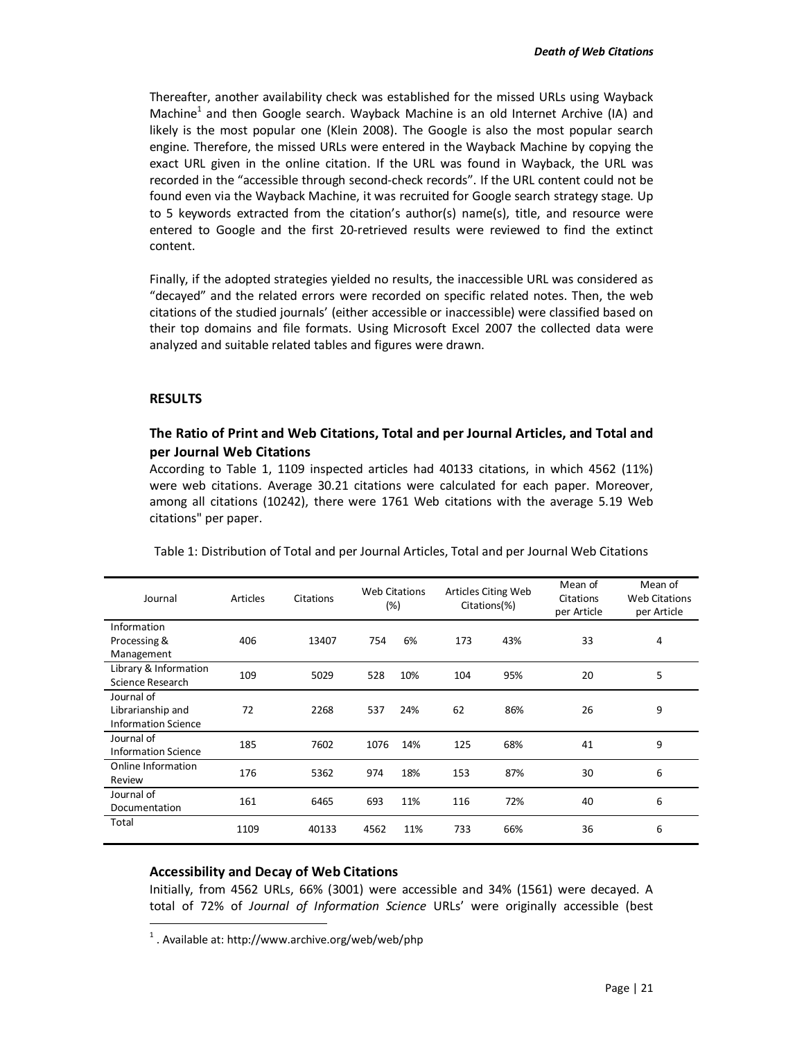Thereafter, another availability check was established for the missed URLs using Wayback Machine[1] and then Google search. Wayback Machine is an old Internet Archive (IA) and likely is the most popular one (Klein 2008). The Google is also the most popular search engine. Therefore, the missed URLs were entered in the Wayback Machine by copying the exact URL given in the online citation. If the URL was found in Wayback, the URL was recorded in the "accessible through second-check records". If the URL content could not be found even via the Wayback Machine, it was recruited for Google search strategy stage. Up to 5 keywords extracted from the citation's author(s) name(s), title, and resource were entered to Google and the first 20-retrieved results were reviewed to find the extinct content.

Finally, if the adopted strategies yielded no results, the inaccessible URL was considered as "decayed" and the related errors were recorded on specific related notes. Then, the web citations of the studied journals' (either accessible or inaccessible) were classified based on their top domains and file formats. Using Microsoft Excel 2007 the collected data were analyzed and suitable related tables and figures were drawn.

## RESULTS

### The Ratio of Print and Web Citations, Total and per Journal Articles, and Total and per Journal Web Citations

According to Table 1, 1109 inspected articles had 40133 citations, in which 4562 (11%) were web citations. Average 30.21 citations were calculated for each paper. Moreover, among all citations (10242), there were 1761 Web citations with the average 5.19 Web citations" per paper.

Table 1: Distribution of Total and per Journal Articles, Total and per Journal Web Citations

| Journal | Articles | Citations | Web Citations (%) | | Articles Citing Web Citations(%) | | Mean of Citations per Article | Mean of Web Citations per Article |
|---|---|---|---|---|---|---|---|---|
| Information Processing & Management | 406 | 13407 | 754 | 6% | 173 | 43% | 33 | 4 |
| Library & Information Science Research | 109 | 5029 | 528 | 10% | 104 | 95% | 20 | 5 |
| Journal of Librarianship and Information Science | 72 | 2268 | 537 | 24% | 62 | 86% | 26 | 9 |
| Journal of Information Science | 185 | 7602 | 1076 | 14% | 125 | 68% | 41 | 9 |
| Online Information Review | 176 | 5362 | 974 | 18% | 153 | 87% | 30 | 6 |
| Journal of Documentation | 161 | 6465 | 693 | 11% | 116 | 72% | 40 | 6 |
| Total | 1109 | 40133 | 4562 | 11% | 733 | 66% | 36 | 6 |

### Accessibility and Decay of Web Citations

Initially, from 4562 URLs, 66% (3001) were accessible and 34% (1561) were decayed. A total of 72% of *Journal of Information Science* URLs' were originally accessible (best

[1] . Available at: http://www.archive.org/web/web/php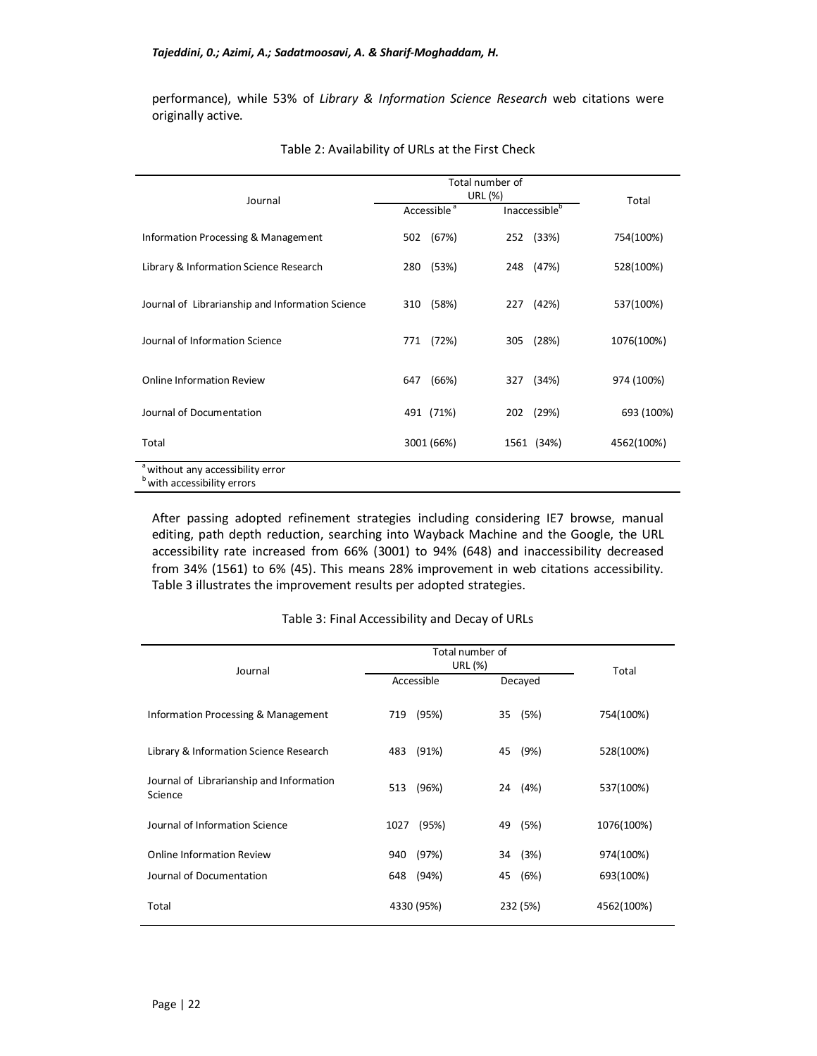performance), while 53% of *Library & Information Science Research* web citations were originally active.

Table 2: Availability of URLs at the First Check

| Journal | Total number of URL (%) | | Total |
|---|---|---|---|
| | Accessible [a] | Inaccessible [b] | |
| Information Processing & Management | 502 (67%) | 252 (33%) | 754(100%) |
| Library & Information Science Research | 280 (53%) | 248 (47%) | 528(100%) |
| Journal of Librarianship and Information Science | 310 (58%) | 227 (42%) | 537(100%) |
| Journal of Information Science | 771 (72%) | 305 (28%) | 1076(100%) |
| Online Information Review | 647 (66%) | 327 (34%) | 974 (100%) |
| Journal of Documentation | 491 (71%) | 202 (29%) | 693 (100%) |
| Total | 3001 (66%) | 1561 (34%) | 4562(100%) |

[a] without any accessibility error
[b] with accessibility errors

After passing adopted refinement strategies including considering IE7 browse, manual editing, path depth reduction, searching into Wayback Machine and the Google, the URL accessibility rate increased from 66% (3001) to 94% (648) and inaccessibility decreased from 34% (1561) to 6% (45). This means 28% improvement in web citations accessibility. Table 3 illustrates the improvement results per adopted strategies.

Table 3: Final Accessibility and Decay of URLs

| Journal | Total number of URL (%) | | Total |
|---|---|---|---|
| | Accessible | Decayed | |
| Information Processing & Management | 719 (95%) | 35 (5%) | 754(100%) |
| Library & Information Science Research | 483 (91%) | 45 (9%) | 528(100%) |
| Journal of Librarianship and Information Science | 513 (96%) | 24 (4%) | 537(100%) |
| Journal of Information Science | 1027 (95%) | 49 (5%) | 1076(100%) |
| Online Information Review | 940 (97%) | 34 (3%) | 974(100%) |
| Journal of Documentation | 648 (94%) | 45 (6%) | 693(100%) |
| Total | 4330 (95%) | 232 (5%) | 4562(100%) |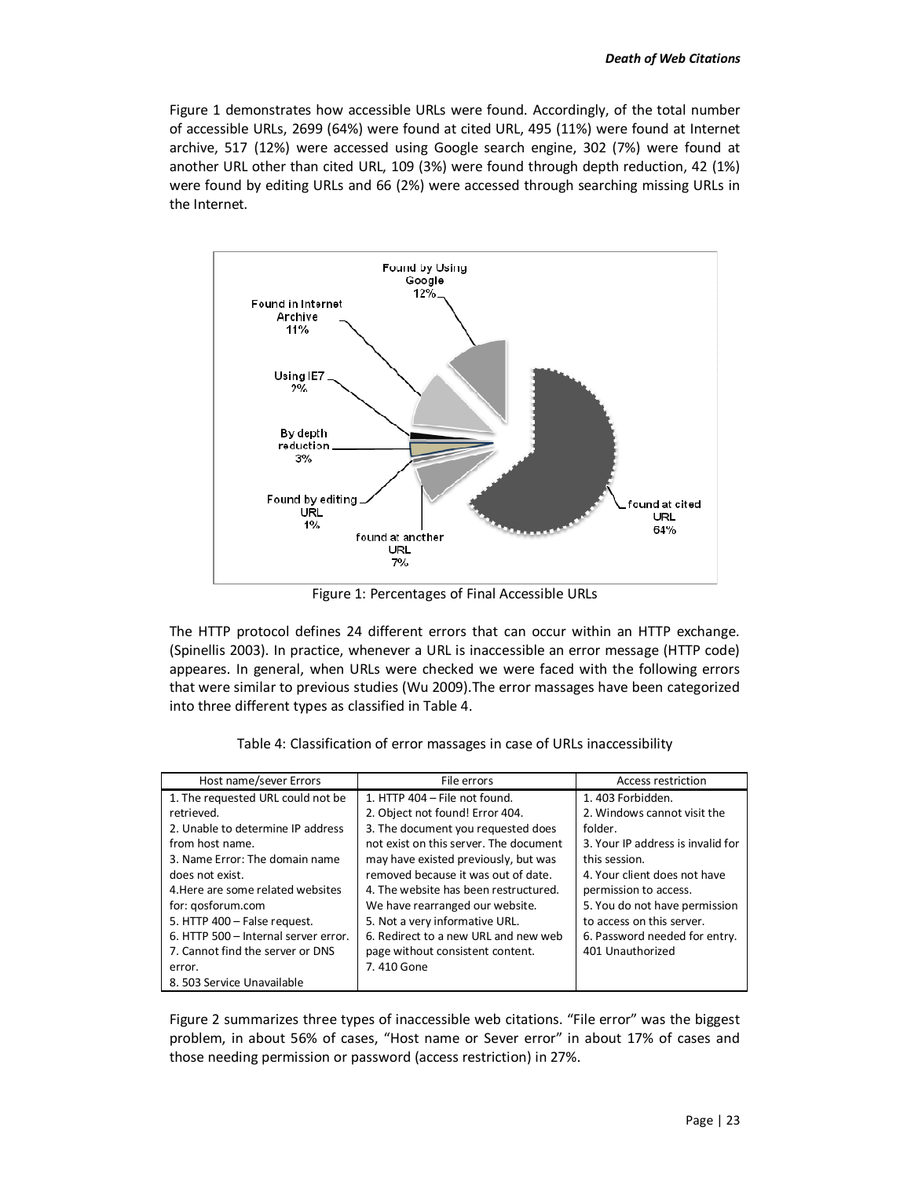Figure 1 demonstrates how accessible URLs were found. Accordingly, of the total number of accessible URLs, 2699 (64%) were found at cited URL, 495 (11%) were found at Internet archive, 517 (12%) were accessed using Google search engine, 302 (7%) were found at another URL other than cited URL, 109 (3%) were found through depth reduction, 42 (1%) were found by editing URLs and 66 (2%) were accessed through searching missing URLs in the Internet.

Figure 1: Percentages of Final Accessible URLs

The HTTP protocol defines 24 different errors that can occur within an HTTP exchange. (Spinellis 2003). In practice, whenever a URL is inaccessible an error message (HTTP code) appeares. In general, when URLs were checked we were faced with the following errors that were similar to previous studies (Wu 2009).The error massages have been categorized into three different types as classified in Table 4.

Table 4: Classification of error massages in case of URLs inaccessibility

| Host name/sever Errors | File errors | Access restriction |
|---|---|---|
| 1. The requested URL could not be retrieved.<br>2. Unable to determine IP address from host name.<br>3. Name Error: The domain name does not exist.<br>4.Here are some related websites for: qosforum.com<br>5. HTTP 400 – False request.<br>6. HTTP 500 – Internal server error.<br>7. Cannot find the server or DNS error.<br>8. 503 Service Unavailable | 1. HTTP 404 – File not found.<br>2. Object not found! Error 404.<br>3. The document you requested does not exist on this server. The document may have existed previously, but was removed because it was out of date.<br>4. The website has been restructured. We have rearranged our website.<br>5. Not a very informative URL.<br>6. Redirect to a new URL and new web page without consistent content.<br>7. 410 Gone | 1. 403 Forbidden.<br>2. Windows cannot visit the folder.<br>3. Your IP address is invalid for this session.<br>4. Your client does not have permission to access.<br>5. You do not have permission to access on this server.<br>6. Password needed for entry. 401 Unauthorized |

Figure 2 summarizes three types of inaccessible web citations. "File error" was the biggest problem, in about 56% of cases, "Host name or Sever error" in about 17% of cases and those needing permission or password (access restriction) in 27%.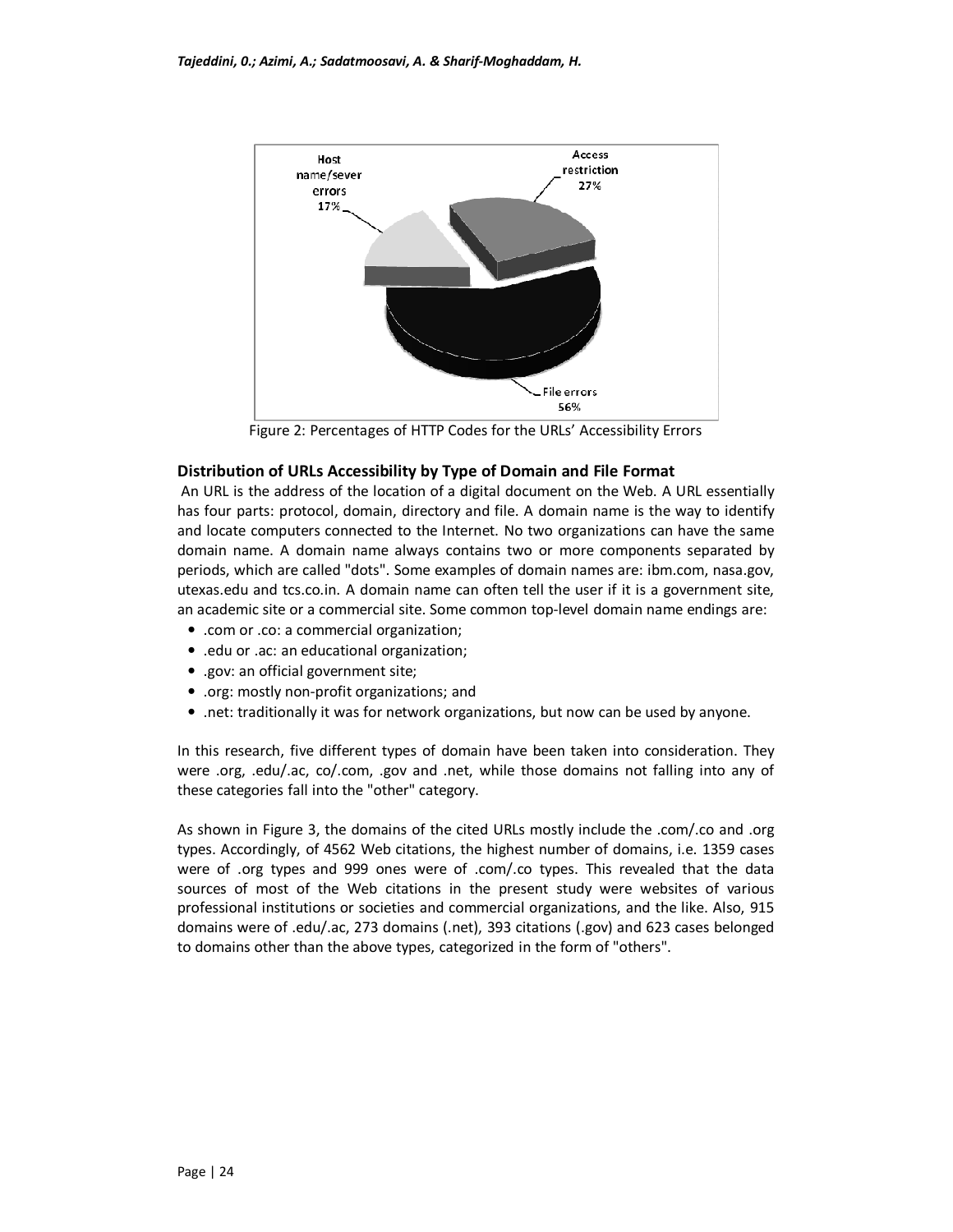Figure 2: Percentages of HTTP Codes for the URLs' Accessibility Errors

### Distribution of URLs Accessibility by Type of Domain and File Format

An URL is the address of the location of a digital document on the Web. A URL essentially has four parts: protocol, domain, directory and file. A domain name is the way to identify and locate computers connected to the Internet. No two organizations can have the same domain name. A domain name always contains two or more components separated by periods, which are called "dots". Some examples of domain names are: ibm.com, nasa.gov, utexas.edu and tcs.co.in. A domain name can often tell the user if it is a government site, an academic site or a commercial site. Some common top-level domain name endings are:

- .com or .co: a commercial organization;
- .edu or .ac: an educational organization;
- .gov: an official government site;
- .org: mostly non-profit organizations; and
- .net: traditionally it was for network organizations, but now can be used by anyone.

In this research, five different types of domain have been taken into consideration. They were .org, .edu/.ac, co/.com, .gov and .net, while those domains not falling into any of these categories fall into the "other" category.

As shown in Figure 3, the domains of the cited URLs mostly include the .com/.co and .org types. Accordingly, of 4562 Web citations, the highest number of domains, i.e. 1359 cases were of .org types and 999 ones were of .com/.co types. This revealed that the data sources of most of the Web citations in the present study were websites of various professional institutions or societies and commercial organizations, and the like. Also, 915 domains were of .edu/.ac, 273 domains (.net), 393 citations (.gov) and 623 cases belonged to domains other than the above types, categorized in the form of "others".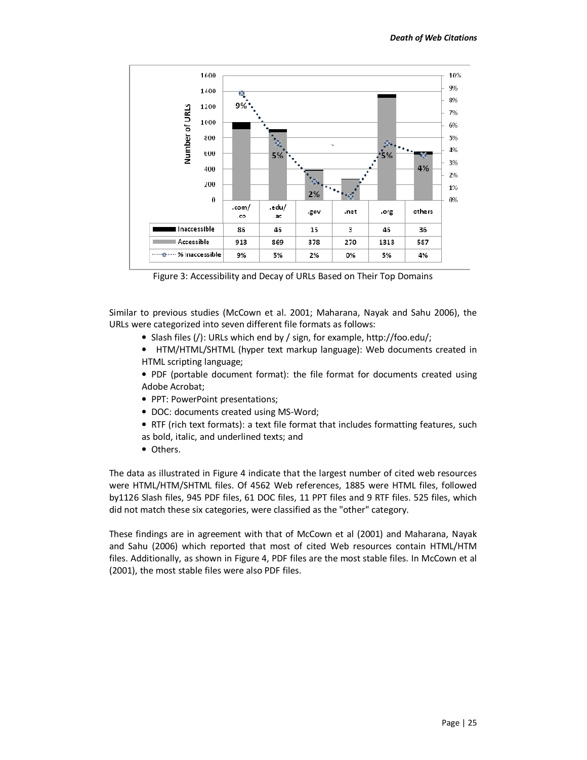| | .com/.co | .edu/.ac | .gov | .net | .org | others |
|---|---|---|---|---|---|---|
| Inaccessible | 86 | 45 | 15 | 3 | 45 | 36 |
| Accessible | 913 | 869 | 378 | 270 | 1313 | 587 |
| % Inaccessible | 9% | 5% | 2% | 0% | 5% | 4% |

Figure 3: Accessibility and Decay of URLs Based on Their Top Domains

Similar to previous studies (McCown et al. 2001; Maharana, Nayak and Sahu 2006), the URLs were categorized into seven different file formats as follows:

- Slash files (/): URLs which end by / sign, for example, http://foo.edu/;
- HTM/HTML/SHTML (hyper text markup language): Web documents created in HTML scripting language;
- PDF (portable document format): the file format for documents created using Adobe Acrobat;
- PPT: PowerPoint presentations;
- DOC: documents created using MS-Word;
- RTF (rich text formats): a text file format that includes formatting features, such as bold, italic, and underlined texts; and
- Others.

The data as illustrated in Figure 4 indicate that the largest number of cited web resources were HTML/HTM/SHTML files. Of 4562 Web references, 1885 were HTML files, followed by1126 Slash files, 945 PDF files, 61 DOC files, 11 PPT files and 9 RTF files. 525 files, which did not match these six categories, were classified as the "other" category.

These findings are in agreement with that of McCown et al (2001) and Maharana, Nayak and Sahu (2006) which reported that most of cited Web resources contain HTML/HTM files. Additionally, as shown in Figure 4, PDF files are the most stable files. In McCown et al (2001), the most stable files were also PDF files.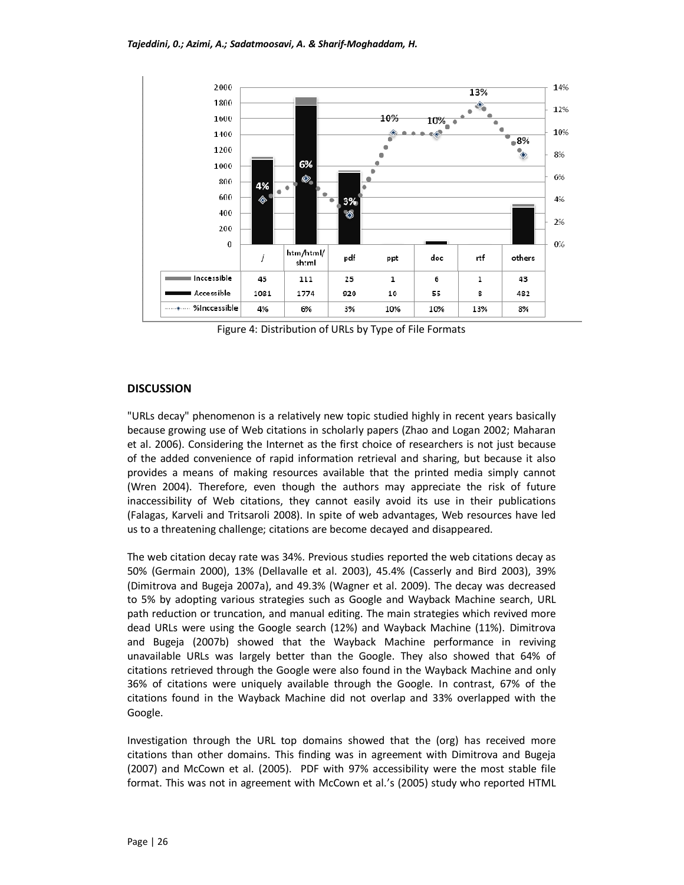| | / | htm/html/shtml | pdf | ppt | doc | rtf | others |
|---|---|---|---|---|---|---|---|
| Inccessible | 45 | 111 | 25 | 1 | 6 | 1 | 43 |
| Accessible | 1081 | 1774 | 920 | 10 | 55 | 8 | 482 |
| %Inccessible | 4% | 6% | 3% | 10% | 10% | 13% | 8% |

Figure 4: Distribution of URLs by Type of File Formats

## DISCUSSION

"URLs decay" phenomenon is a relatively new topic studied highly in recent years basically because growing use of Web citations in scholarly papers (Zhao and Logan 2002; Maharan et al. 2006). Considering the Internet as the first choice of researchers is not just because of the added convenience of rapid information retrieval and sharing, but because it also provides a means of making resources available that the printed media simply cannot (Wren 2004). Therefore, even though the authors may appreciate the risk of future inaccessibility of Web citations, they cannot easily avoid its use in their publications (Falagas, Karveli and Tritsaroli 2008). In spite of web advantages, Web resources have led us to a threatening challenge; citations are become decayed and disappeared.

The web citation decay rate was 34%. Previous studies reported the web citations decay as 50% (Germain 2000), 13% (Dellavalle et al. 2003), 45.4% (Casserly and Bird 2003), 39% (Dimitrova and Bugeja 2007a), and 49.3% (Wagner et al. 2009). The decay was decreased to 5% by adopting various strategies such as Google and Wayback Machine search, URL path reduction or truncation, and manual editing. The main strategies which revived more dead URLs were using the Google search (12%) and Wayback Machine (11%). Dimitrova and Bugeja (2007b) showed that the Wayback Machine performance in reviving unavailable URLs was largely better than the Google. They also showed that 64% of citations retrieved through the Google were also found in the Wayback Machine and only 36% of citations were uniquely available through the Google. In contrast, 67% of the citations found in the Wayback Machine did not overlap and 33% overlapped with the Google.

Investigation through the URL top domains showed that the (org) has received more citations than other domains. This finding was in agreement with Dimitrova and Bugeja (2007) and McCown et al. (2005). PDF with 97% accessibility were the most stable file format. This was not in agreement with McCown et al.'s (2005) study who reported HTML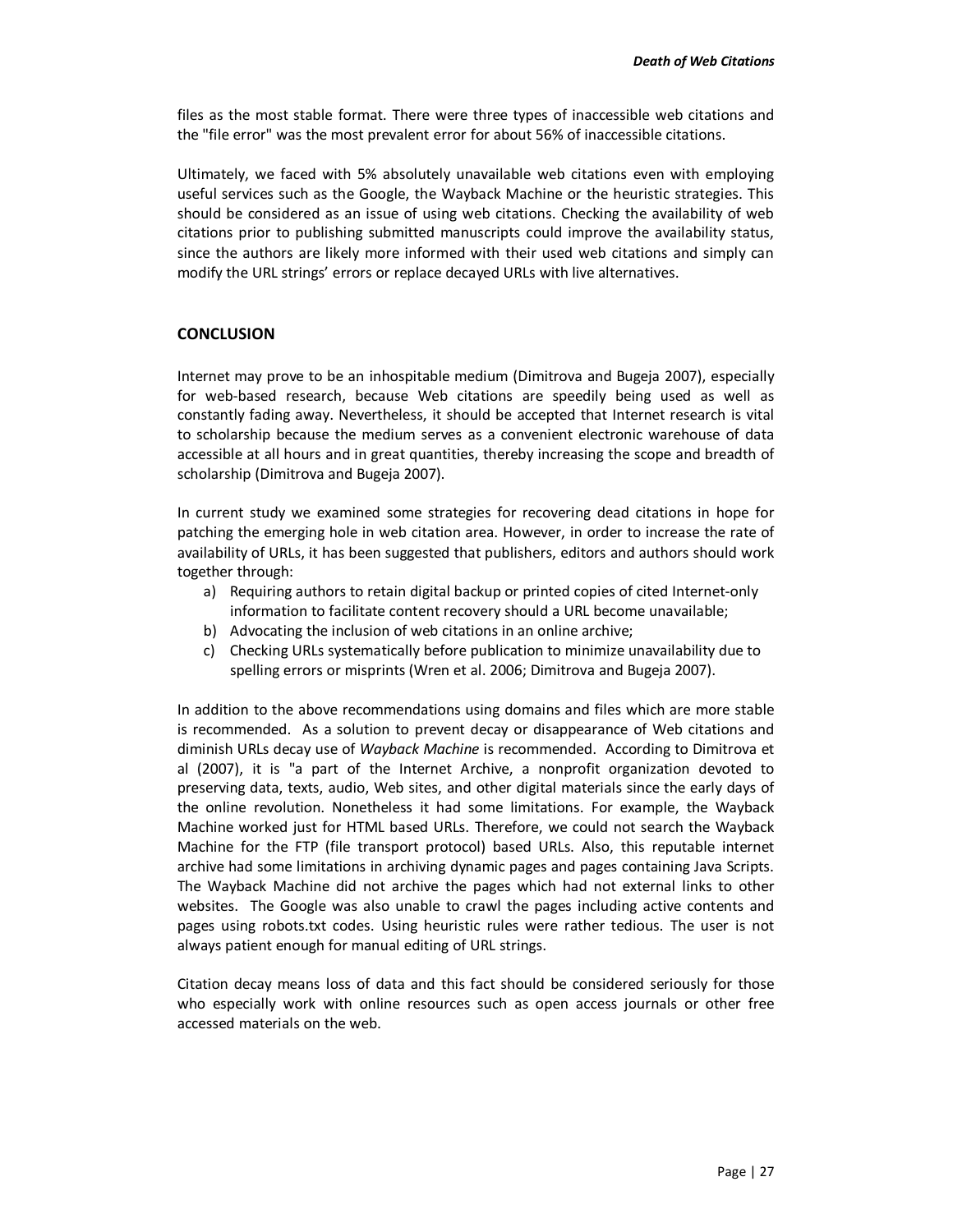files as the most stable format. There were three types of inaccessible web citations and the "file error" was the most prevalent error for about 56% of inaccessible citations.

Ultimately, we faced with 5% absolutely unavailable web citations even with employing useful services such as the Google, the Wayback Machine or the heuristic strategies. This should be considered as an issue of using web citations. Checking the availability of web citations prior to publishing submitted manuscripts could improve the availability status, since the authors are likely more informed with their used web citations and simply can modify the URL strings' errors or replace decayed URLs with live alternatives.

## CONCLUSION

Internet may prove to be an inhospitable medium (Dimitrova and Bugeja 2007), especially for web-based research, because Web citations are speedily being used as well as constantly fading away. Nevertheless, it should be accepted that Internet research is vital to scholarship because the medium serves as a convenient electronic warehouse of data accessible at all hours and in great quantities, thereby increasing the scope and breadth of scholarship (Dimitrova and Bugeja 2007).

In current study we examined some strategies for recovering dead citations in hope for patching the emerging hole in web citation area. However, in order to increase the rate of availability of URLs, it has been suggested that publishers, editors and authors should work together through:

a) Requiring authors to retain digital backup or printed copies of cited Internet-only information to facilitate content recovery should a URL become unavailable;
b) Advocating the inclusion of web citations in an online archive;
c) Checking URLs systematically before publication to minimize unavailability due to spelling errors or misprints (Wren et al. 2006; Dimitrova and Bugeja 2007).

In addition to the above recommendations using domains and files which are more stable is recommended. As a solution to prevent decay or disappearance of Web citations and diminish URLs decay use of *Wayback Machine* is recommended. According to Dimitrova et al (2007), it is "a part of the Internet Archive, a nonprofit organization devoted to preserving data, texts, audio, Web sites, and other digital materials since the early days of the online revolution. Nonetheless it had some limitations. For example, the Wayback Machine worked just for HTML based URLs. Therefore, we could not search the Wayback Machine for the FTP (file transport protocol) based URLs. Also, this reputable internet archive had some limitations in archiving dynamic pages and pages containing Java Scripts. The Wayback Machine did not archive the pages which had not external links to other websites. The Google was also unable to crawl the pages including active contents and pages using robots.txt codes. Using heuristic rules were rather tedious. The user is not always patient enough for manual editing of URL strings.

Citation decay means loss of data and this fact should be considered seriously for those who especially work with online resources such as open access journals or other free accessed materials on the web.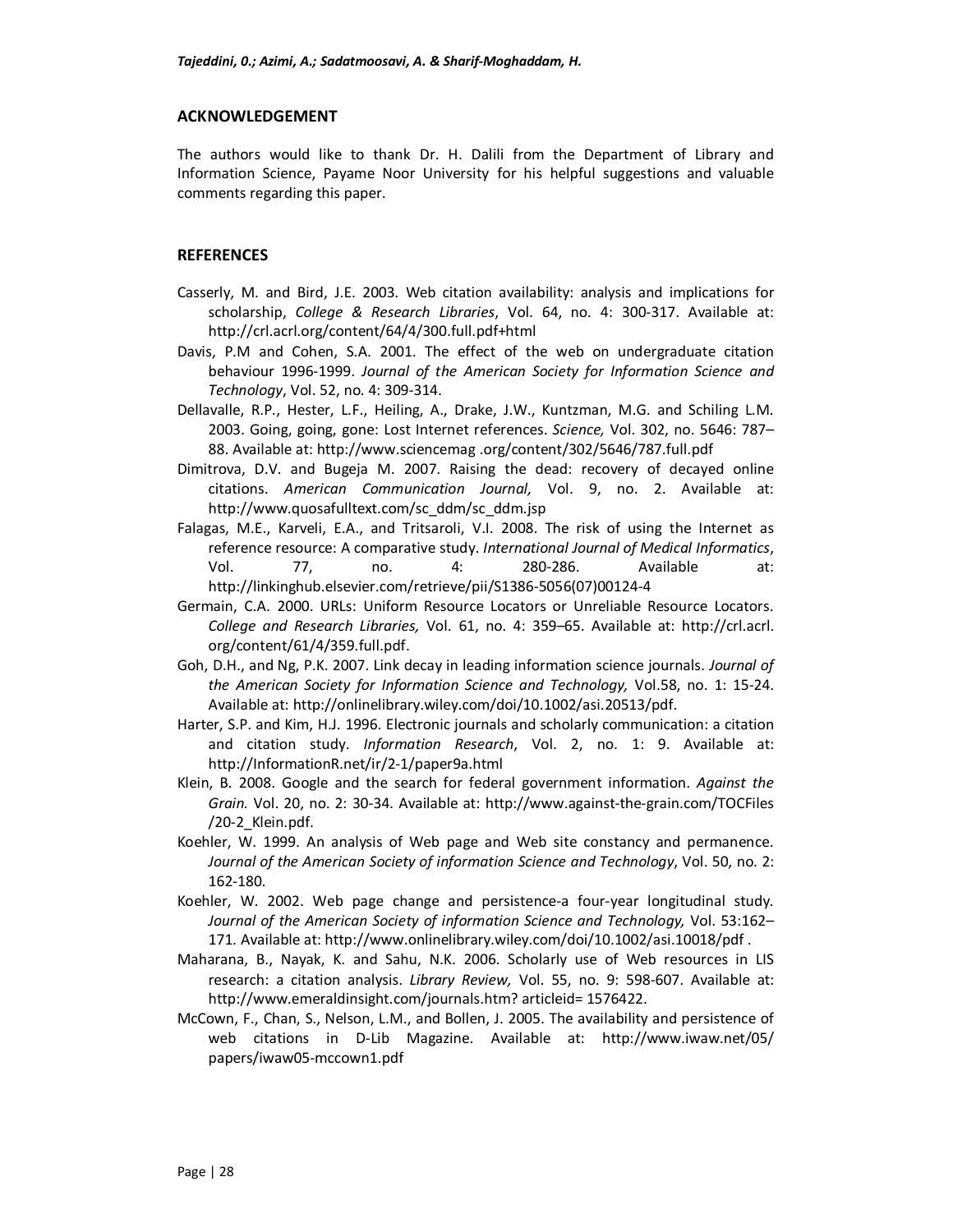## ACKNOWLEDGEMENT

The authors would like to thank Dr. H. Dalili from the Department of Library and Information Science, Payame Noor University for his helpful suggestions and valuable comments regarding this paper.

## REFERENCES

Casserly, M. and Bird, J.E. 2003. Web citation availability: analysis and implications for scholarship, *College & Research Libraries*, Vol. 64, no. 4: 300-317. Available at: http://crl.acrl.org/content/64/4/300.full.pdf+html

Davis, P.M and Cohen, S.A. 2001. The effect of the web on undergraduate citation behaviour 1996-1999. *Journal of the American Society for Information Science and Technology*, Vol. 52, no. 4: 309-314.

Dellavalle, R.P., Hester, L.F., Heiling, A., Drake, J.W., Kuntzman, M.G. and Schiling L.M. 2003. Going, going, gone: Lost Internet references. *Science,* Vol. 302, no. 5646: 787–88. Available at: http://www.sciencemag .org/content/302/5646/787.full.pdf

Dimitrova, D.V. and Bugeja M. 2007. Raising the dead: recovery of decayed online citations. *American Communication Journal,* Vol. 9, no. 2. Available at: http://www.quosafulltext.com/sc_ddm/sc_ddm.jsp

Falagas, M.E., Karveli, E.A., and Tritsaroli, V.I. 2008. The risk of using the Internet as reference resource: A comparative study. *International Journal of Medical Informatics*, Vol. 77, no. 4: 280-286. Available at: http://linkinghub.elsevier.com/retrieve/pii/S1386-5056(07)00124-4

Germain, C.A. 2000. URLs: Uniform Resource Locators or Unreliable Resource Locators. *College and Research Libraries,* Vol. 61, no. 4: 359–65. Available at: http://crl.acrl. org/content/61/4/359.full.pdf.

Goh, D.H., and Ng, P.K. 2007. Link decay in leading information science journals. *Journal of the American Society for Information Science and Technology,* Vol.58, no. 1: 15-24. Available at: http://onlinelibrary.wiley.com/doi/10.1002/asi.20513/pdf.

Harter, S.P. and Kim, H.J. 1996. Electronic journals and scholarly communication: a citation and citation study. *Information Research*, Vol. 2, no. 1: 9. Available at: http://InformationR.net/ir/2-1/paper9a.html

Klein, B. 2008. Google and the search for federal government information. *Against the Grain.* Vol. 20, no. 2: 30-34. Available at: http://www.against-the-grain.com/TOCFiles /20-2_Klein.pdf.

Koehler, W. 1999. An analysis of Web page and Web site constancy and permanence. *Journal of the American Society of information Science and Technology*, Vol. 50, no. 2: 162-180.

Koehler, W. 2002. Web page change and persistence-a four-year longitudinal study. *Journal of the American Society of information Science and Technology,* Vol. 53:162–171. Available at: http://www.onlinelibrary.wiley.com/doi/10.1002/asi.10018/pdf .

Maharana, B., Nayak, K. and Sahu, N.K. 2006. Scholarly use of Web resources in LIS research: a citation analysis. *Library Review,* Vol. 55, no. 9: 598-607. Available at: http://www.emeraldinsight.com/journals.htm? articleid= 1576422.

McCown, F., Chan, S., Nelson, L.M., and Bollen, J. 2005. The availability and persistence of web citations in D-Lib Magazine. Available at: http://www.iwaw.net/05/ papers/iwaw05-mccown1.pdf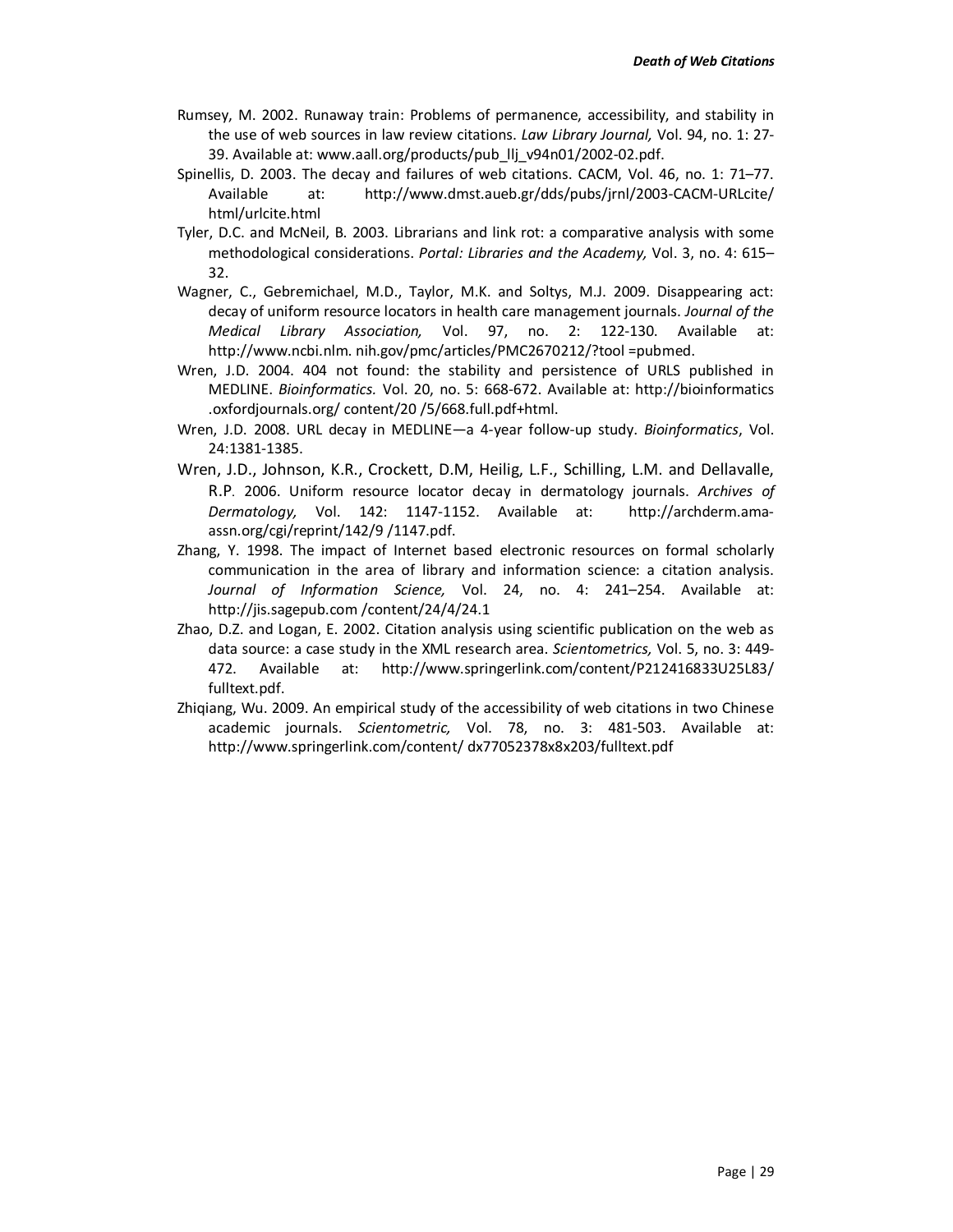Rumsey, M. 2002. Runaway train: Problems of permanence, accessibility, and stability in the use of web sources in law review citations. *Law Library Journal,* Vol. 94, no. 1: 27-39. Available at: www.aall.org/products/pub_llj_v94n01/2002-02.pdf.

Spinellis, D. 2003. The decay and failures of web citations. CACM, Vol. 46, no. 1: 71–77. Available at: http://www.dmst.aueb.gr/dds/pubs/jrnl/2003-CACM-URLcite/html/urlcite.html

Tyler, D.C. and McNeil, B. 2003. Librarians and link rot: a comparative analysis with some methodological considerations. *Portal: Libraries and the Academy,* Vol. 3, no. 4: 615–32.

Wagner, C., Gebremichael, M.D., Taylor, M.K. and Soltys, M.J. 2009. Disappearing act: decay of uniform resource locators in health care management journals. *Journal of the Medical Library Association,* Vol. 97, no. 2: 122-130. Available at: http://www.ncbi.nlm. nih.gov/pmc/articles/PMC2670212/?tool =pubmed.

Wren, J.D. 2004. 404 not found: the stability and persistence of URLS published in MEDLINE. *Bioinformatics.* Vol. 20, no. 5: 668-672. Available at: http://bioinformatics .oxfordjournals.org/ content/20 /5/668.full.pdf+html.

Wren, J.D. 2008. URL decay in MEDLINE—a 4-year follow-up study. *Bioinformatics*, Vol. 24:1381-1385.

Wren, J.D., Johnson, K.R., Crockett, D.M, Heilig, L.F., Schilling, L.M. and Dellavalle, R.P. 2006. Uniform resource locator decay in dermatology journals. *Archives of Dermatology,* Vol. 142: 1147-1152. Available at: http://archderm.ama-assn.org/cgi/reprint/142/9 /1147.pdf.

Zhang, Y. 1998. The impact of Internet based electronic resources on formal scholarly communication in the area of library and information science: a citation analysis. *Journal of Information Science,* Vol. 24, no. 4: 241–254. Available at: http://jis.sagepub.com /content/24/4/24.1

Zhao, D.Z. and Logan, E. 2002. Citation analysis using scientific publication on the web as data source: a case study in the XML research area. *Scientometrics,* Vol. 5, no. 3: 449-472. Available at: http://www.springerlink.com/content/P212416833U25L83/fulltext.pdf.

Zhiqiang, Wu. 2009. An empirical study of the accessibility of web citations in two Chinese academic journals. *Scientometric,* Vol. 78, no. 3: 481-503. Available at: http://www.springerlink.com/content/ dx77052378x8x203/fulltext.pdf